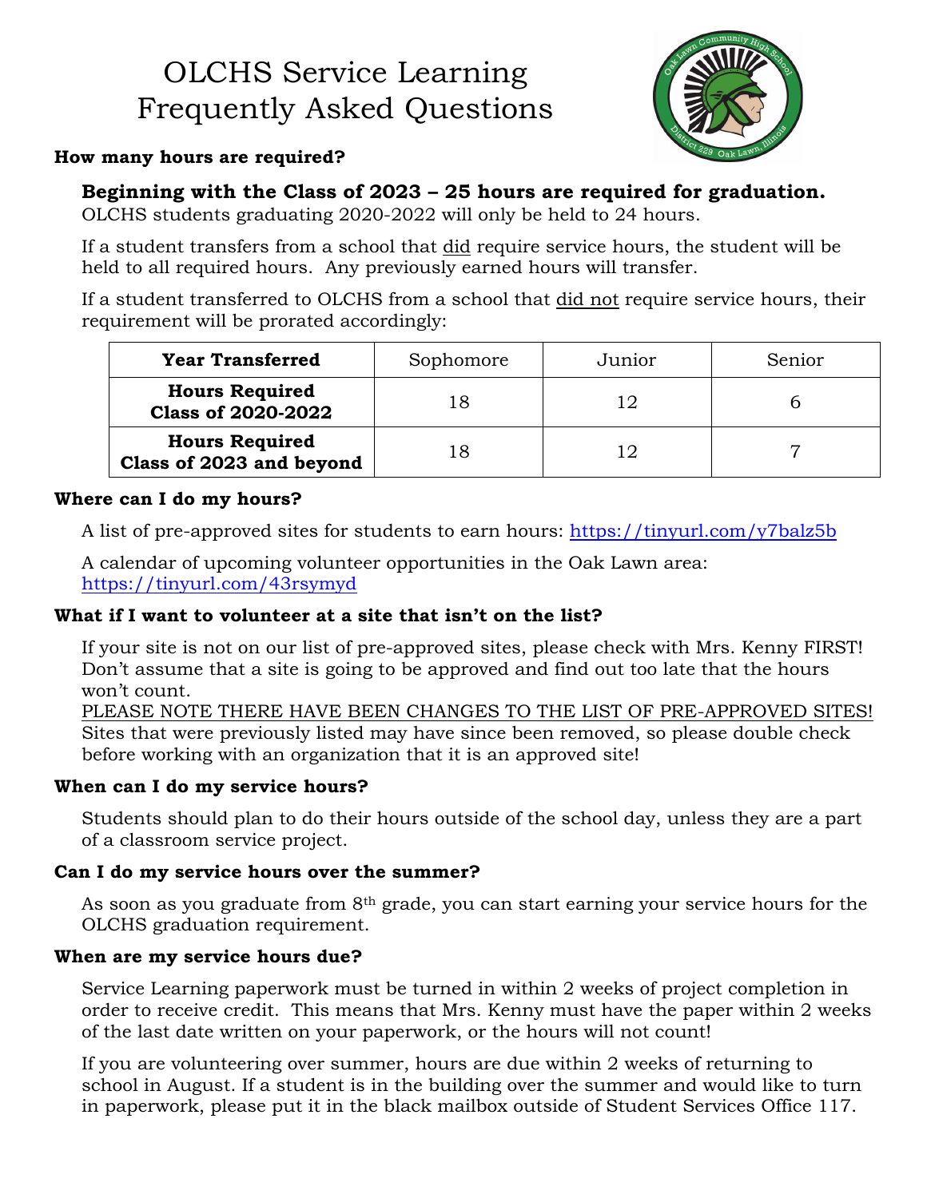# OLCHS Service Learning Frequently Asked Questions

**How many hours are required?**

**Beginning with the Class of 2023 – 25 hours are required for graduation.**
OLCHS students graduating 2020-2022 will only be held to 24 hours.

If a student transfers from a school that did require service hours, the student will be held to all required hours. Any previously earned hours will transfer.

If a student transferred to OLCHS from a school that did not require service hours, their requirement will be prorated accordingly:

| **Year Transferred** | Sophomore | Junior | Senior |
|---|---|---|---|
| **Hours Required Class of 2020-2022** | 18 | 12 | 6 |
| **Hours Required Class of 2023 and beyond** | 18 | 12 | 7 |

**Where can I do my hours?**

A list of pre-approved sites for students to earn hours: https://tinyurl.com/y7balz5b

A calendar of upcoming volunteer opportunities in the Oak Lawn area: https://tinyurl.com/43rsymyd

**What if I want to volunteer at a site that isn't on the list?**

If your site is not on our list of pre-approved sites, please check with Mrs. Kenny FIRST! Don't assume that a site is going to be approved and find out too late that the hours won't count.
PLEASE NOTE THERE HAVE BEEN CHANGES TO THE LIST OF PRE-APPROVED SITES! Sites that were previously listed may have since been removed, so please double check before working with an organization that it is an approved site!

**When can I do my service hours?**

Students should plan to do their hours outside of the school day, unless they are a part of a classroom service project.

**Can I do my service hours over the summer?**

As soon as you graduate from 8th grade, you can start earning your service hours for the OLCHS graduation requirement.

**When are my service hours due?**

Service Learning paperwork must be turned in within 2 weeks of project completion in order to receive credit. This means that Mrs. Kenny must have the paper within 2 weeks of the last date written on your paperwork, or the hours will not count!

If you are volunteering over summer, hours are due within 2 weeks of returning to school in August. If a student is in the building over the summer and would like to turn in paperwork, please put it in the black mailbox outside of Student Services Office 117.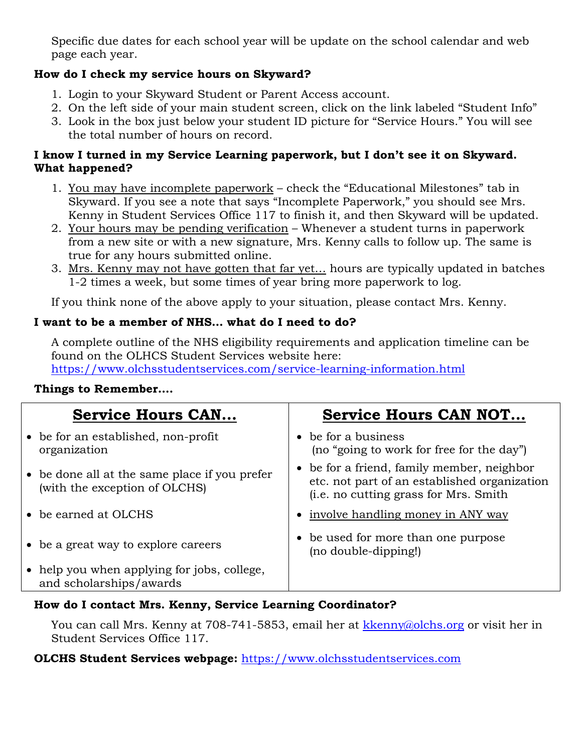Specific due dates for each school year will be update on the school calendar and web page each year.

**How do I check my service hours on Skyward?**

1. Login to your Skyward Student or Parent Access account.
2. On the left side of your main student screen, click on the link labeled "Student Info"
3. Look in the box just below your student ID picture for "Service Hours." You will see the total number of hours on record.

**I know I turned in my Service Learning paperwork, but I don't see it on Skyward. What happened?**

1. <u>You may have incomplete paperwork</u> – check the "Educational Milestones" tab in Skyward. If you see a note that says "Incomplete Paperwork," you should see Mrs. Kenny in Student Services Office 117 to finish it, and then Skyward will be updated.
2. <u>Your hours may be pending verification</u> – Whenever a student turns in paperwork from a new site or with a new signature, Mrs. Kenny calls to follow up. The same is true for any hours submitted online.
3. <u>Mrs. Kenny may not have gotten that far yet…</u> hours are typically updated in batches 1-2 times a week, but some times of year bring more paperwork to log.

If you think none of the above apply to your situation, please contact Mrs. Kenny.

**I want to be a member of NHS… what do I need to do?**

A complete outline of the NHS eligibility requirements and application timeline can be found on the OLHCS Student Services website here: https://www.olchsstudentservices.com/service-learning-information.html

**Things to Remember….**

| **<u>Service Hours CAN…</u>** | **<u>Service Hours CAN NOT…</u>** |
|---|---|
| • be for an established, non-profit organization | • be for a business (no "going to work for free for the day") |
| • be done all at the same place if you prefer (with the exception of OLCHS) | • be for a friend, family member, neighbor etc. not part of an established organization (i.e. no cutting grass for Mrs. Smith |
| • be earned at OLCHS | • <u>involve handling money in ANY way</u> |
| • be a great way to explore careers | • be used for more than one purpose (no double-dipping!) |
| • help you when applying for jobs, college, and scholarships/awards | |

**How do I contact Mrs. Kenny, Service Learning Coordinator?**

You can call Mrs. Kenny at 708-741-5853, email her at kkenny@olchs.org or visit her in Student Services Office 117.

**OLCHS Student Services webpage:** https://www.olchsstudentservices.com